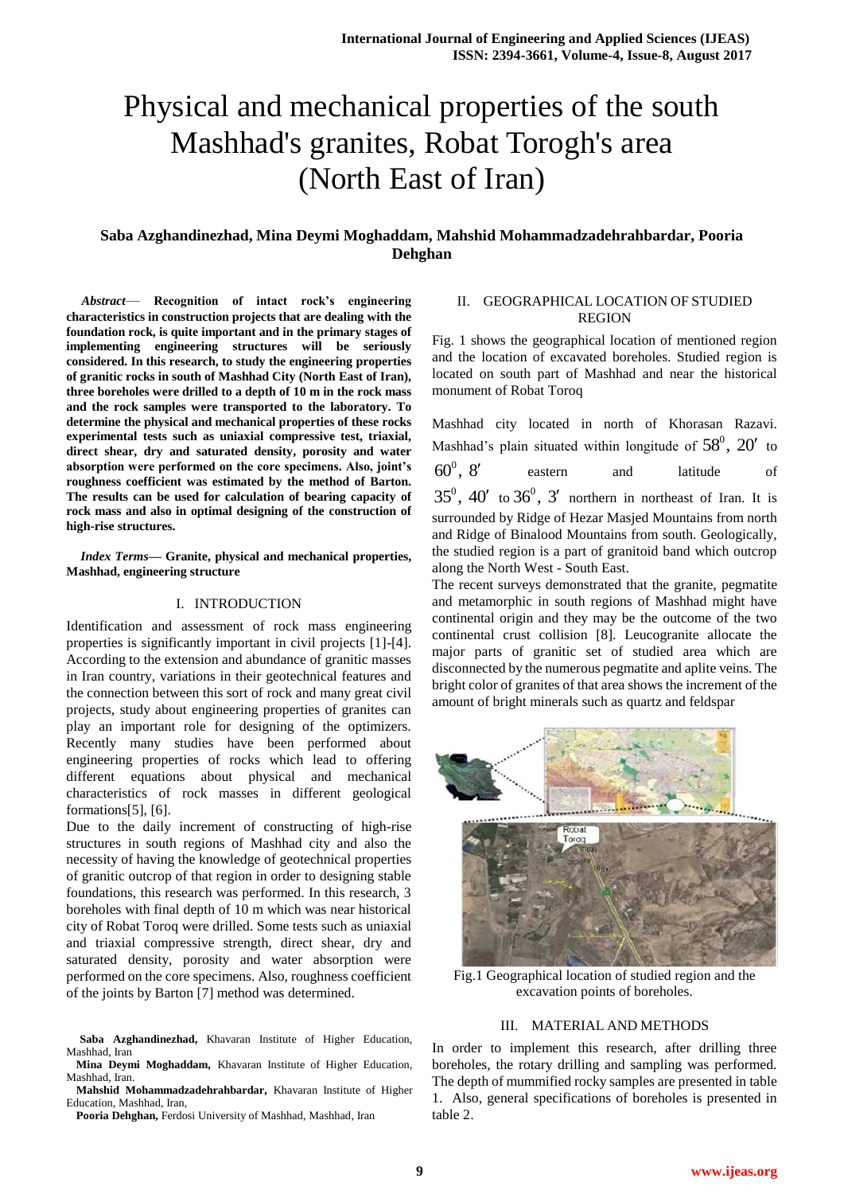# Physical and mechanical properties of the south Mashhad's granites, Robat Torogh's area (North East of Iran)

**Saba Azghandinezhad, Mina Deymi Moghaddam, Mahshid Mohammadzadehrahbardar, Pooria Dehghan**

***Abstract*— Recognition of intact rock's engineering characteristics in construction projects that are dealing with the foundation rock, is quite important and in the primary stages of implementing engineering structures will be seriously considered. In this research, to study the engineering properties of granitic rocks in south of Mashhad City (North East of Iran), three boreholes were drilled to a depth of 10 m in the rock mass and the rock samples were transported to the laboratory. To determine the physical and mechanical properties of these rocks experimental tests such as uniaxial compressive test, triaxial, direct shear, dry and saturated density, porosity and water absorption were performed on the core specimens. Also, joint's roughness coefficient was estimated by the method of Barton. The results can be used for calculation of bearing capacity of rock mass and also in optimal designing of the construction of high-rise structures.**

***Index Terms*— Granite, physical and mechanical properties, Mashhad, engineering structure**

## I. INTRODUCTION

Identification and assessment of rock mass engineering properties is significantly important in civil projects [1]-[4]. According to the extension and abundance of granitic masses in Iran country, variations in their geotechnical features and the connection between this sort of rock and many great civil projects, study about engineering properties of granites can play an important role for designing of the optimizers. Recently many studies have been performed about engineering properties of rocks which lead to offering different equations about physical and mechanical characteristics of rock masses in different geological formations[5], [6].

Due to the daily increment of constructing of high-rise structures in south regions of Mashhad city and also the necessity of having the knowledge of geotechnical properties of granitic outcrop of that region in order to designing stable foundations, this research was performed. In this research, 3 boreholes with final depth of 10 m which was near historical city of Robat Toroq were drilled. Some tests such as uniaxial and triaxial compressive strength, direct shear, dry and saturated density, porosity and water absorption were performed on the core specimens. Also, roughness coefficient of the joints by Barton [7] method was determined.

**Saba Azghandinezhad,** Khavaran Institute of Higher Education, Mashhad, Iran

**Mina Deymi Moghaddam,** Khavaran Institute of Higher Education, Mashhad, Iran.

**Mahshid Mohammadzadehrahbardar,** Khavaran Institute of Higher Education, Mashhad, Iran,

**Pooria Dehghan,** Ferdosi University of Mashhad, Mashhad, Iran

## II. GEOGRAPHICAL LOCATION OF STUDIED REGION

Fig. 1 shows the geographical location of mentioned region and the location of excavated boreholes. Studied region is located on south part of Mashhad and near the historical monument of Robat Toroq

Mashhad city located in north of Khorasan Razavi. Mashhad's plain situated within longitude of $58^0$, $20'$ to $60^0$, $8'$ eastern and latitude of $35^0$, $40'$ to $36^0$, $3'$ northern in northeast of Iran. It is surrounded by Ridge of Hezar Masjed Mountains from north and Ridge of Binalood Mountains from south. Geologically, the studied region is a part of granitoid band which outcrop along the North West - South East.

The recent surveys demonstrated that the granite, pegmatite and metamorphic in south regions of Mashhad might have continental origin and they may be the outcome of the two continental crust collision [8]. Leucogranite allocate the major parts of granitic set of studied area which are disconnected by the numerous pegmatite and aplite veins. The bright color of granites of that area shows the increment of the amount of bright minerals such as quartz and feldspar

Fig.1 Geographical location of studied region and the excavation points of boreholes.

## III. MATERIAL AND METHODS

In order to implement this research, after drilling three boreholes, the rotary drilling and sampling was performed. The depth of mummified rocky samples are presented in table 1. Also, general specifications of boreholes is presented in table 2.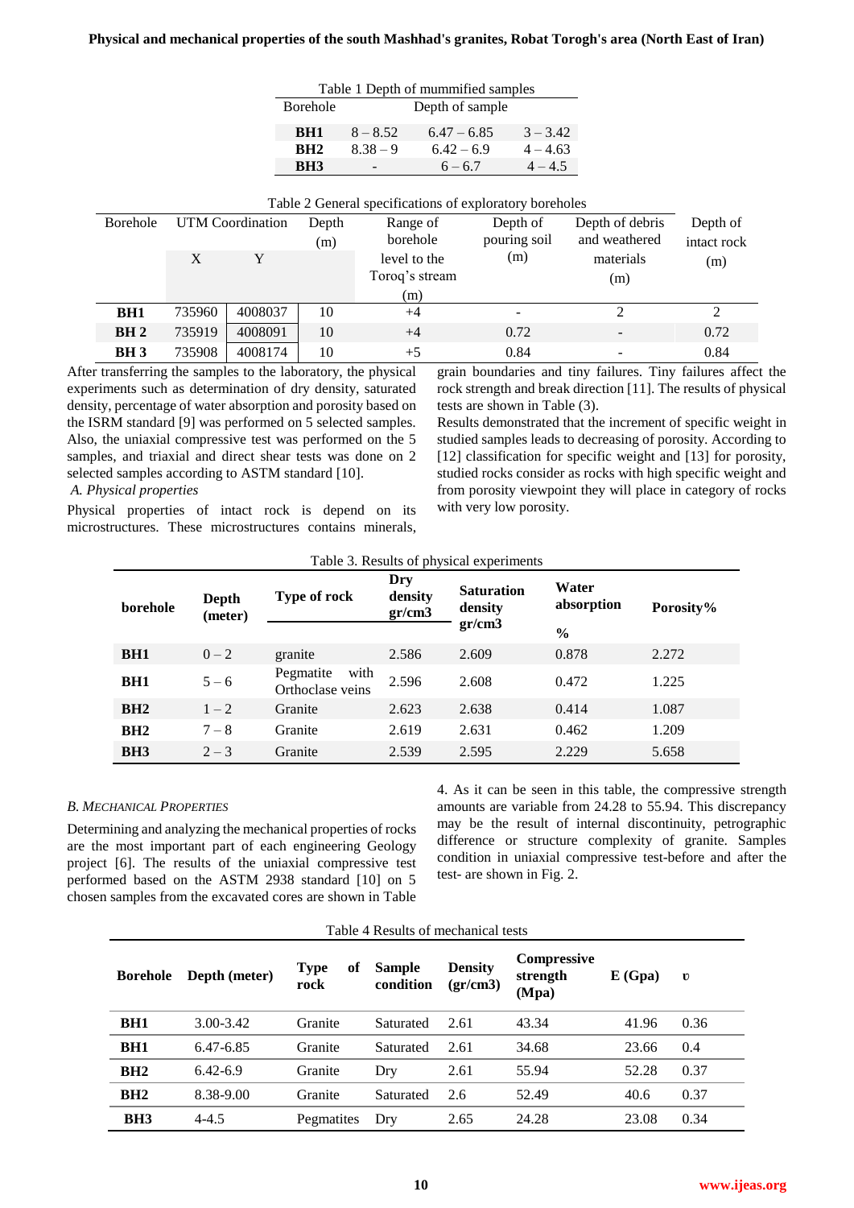Table 1 Depth of mummified samples

| Borehole | Depth of sample | | |
|---|---|---|---|
| **BH1** | 8 – 8.52 | 6.47 – 6.85 | 3 – 3.42 |
| **BH2** | 8.38 – 9 | 6.42 – 6.9 | 4 – 4.63 |
| **BH3** | - | 6 – 6.7 | 4 – 4.5 |

Table 2 General specifications of exploratory boreholes

| Borehole | UTM Coordination | | Depth (m) | Range of borehole level to the Toroq's stream (m) | Depth of pouring soil (m) | Depth of debris and weathered materials (m) | Depth of intact rock (m) |
|---|---|---|---|---|---|---|---|
| | X | Y | | | | | |
| **BH1** | 735960 | 4008037 | 10 | +4 | - | 2 | 2 |
| **BH 2** | 735919 | 4008091 | 10 | +4 | 0.72 | - | 0.72 |
| **BH 3** | 735908 | 4008174 | 10 | +5 | 0.84 | - | 0.84 |

After transferring the samples to the laboratory, the physical experiments such as determination of dry density, saturated density, percentage of water absorption and porosity based on the ISRM standard [9] was performed on 5 selected samples. Also, the uniaxial compressive test was performed on the 5 samples, and triaxial and direct shear tests was done on 2 selected samples according to ASTM standard [10].

*A. Physical properties*

Physical properties of intact rock is depend on its microstructures. These microstructures contains minerals, grain boundaries and tiny failures. Tiny failures affect the rock strength and break direction [11]. The results of physical tests are shown in Table (3).

Results demonstrated that the increment of specific weight in studied samples leads to decreasing of porosity. According to [12] classification for specific weight and [13] for porosity, studied rocks consider as rocks with high specific weight and from porosity viewpoint they will place in category of rocks with very low porosity.

Table 3. Results of physical experiments

| borehole | Depth (meter) | Type of rock | Dry density gr/cm3 | Saturation density gr/cm3 | Water absorption % | Porosity% |
|---|---|---|---|---|---|---|
| **BH1** | 0 – 2 | granite | 2.586 | 2.609 | 0.878 | 2.272 |
| **BH1** | 5 – 6 | Pegmatite with Orthoclase veins | 2.596 | 2.608 | 0.472 | 1.225 |
| **BH2** | 1 – 2 | Granite | 2.623 | 2.638 | 0.414 | 1.087 |
| **BH2** | 7 – 8 | Granite | 2.619 | 2.631 | 0.462 | 1.209 |
| **BH3** | 2 – 3 | Granite | 2.539 | 2.595 | 2.229 | 5.658 |

*B. Mechanical Properties*

Determining and analyzing the mechanical properties of rocks are the most important part of each engineering Geology project [6]. The results of the uniaxial compressive test performed based on the ASTM 2938 standard [10] on 5 chosen samples from the excavated cores are shown in Table 4. As it can be seen in this table, the compressive strength amounts are variable from 24.28 to 55.94. This discrepancy may be the result of internal discontinuity, petrographic difference or structure complexity of granite. Samples condition in uniaxial compressive test-before and after the test- are shown in Fig. 2.

Table 4 Results of mechanical tests

| Borehole | Depth (meter) | Type of rock | Sample condition | Density (gr/cm3) | Compressive strength (Mpa) | E (Gpa) | υ |
|---|---|---|---|---|---|---|---|
| **BH1** | 3.00-3.42 | Granite | Saturated | 2.61 | 43.34 | 41.96 | 0.36 |
| **BH1** | 6.47-6.85 | Granite | Saturated | 2.61 | 34.68 | 23.66 | 0.4 |
| **BH2** | 6.42-6.9 | Granite | Dry | 2.61 | 55.94 | 52.28 | 0.37 |
| **BH2** | 8.38-9.00 | Granite | Saturated | 2.6 | 52.49 | 40.6 | 0.37 |
| **BH3** | 4-4.5 | Pegmatites | Dry | 2.65 | 24.28 | 23.08 | 0.34 |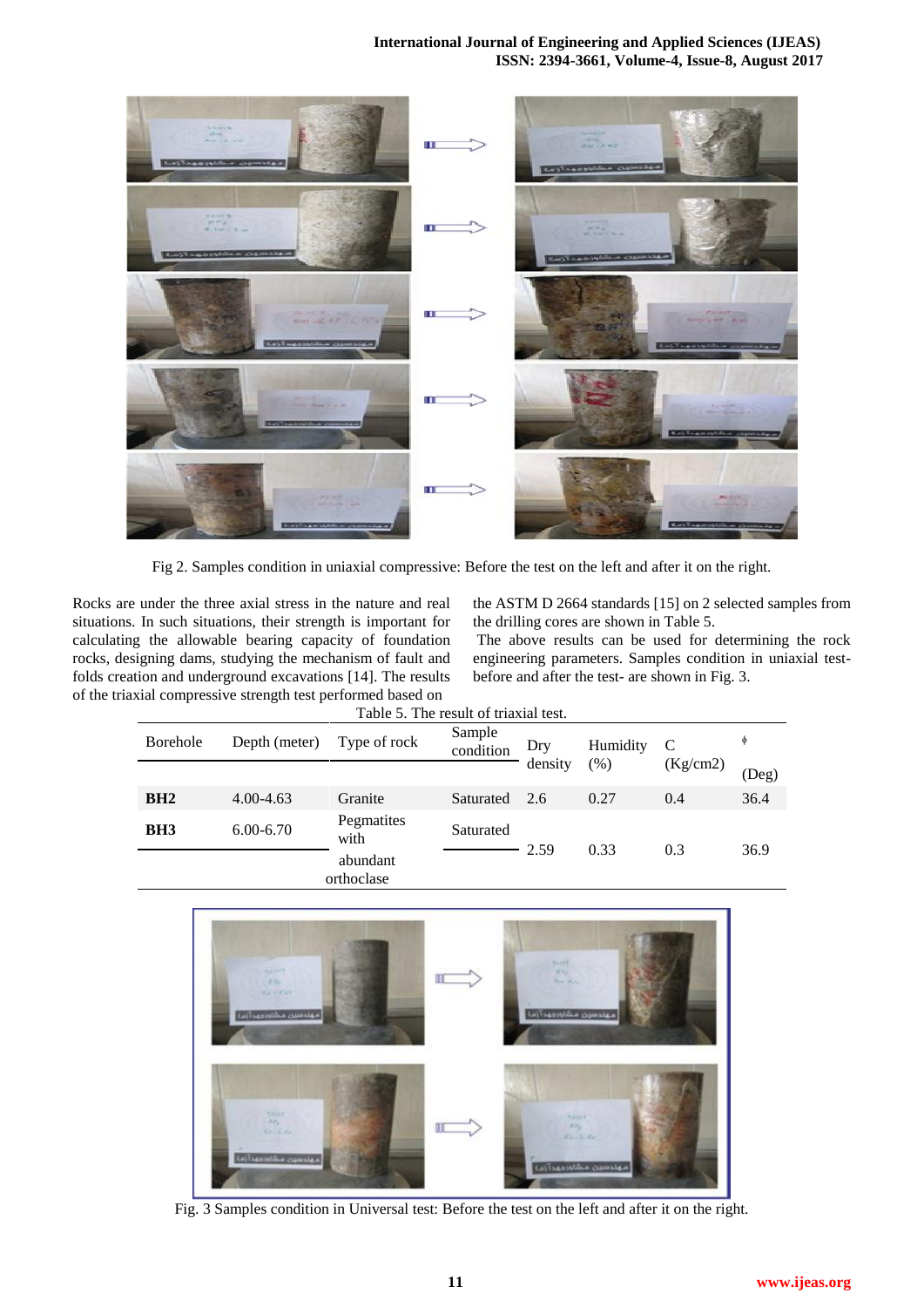Fig 2. Samples condition in uniaxial compressive: Before the test on the left and after it on the right.

Rocks are under the three axial stress in the nature and real situations. In such situations, their strength is important for calculating the allowable bearing capacity of foundation rocks, designing dams, studying the mechanism of fault and folds creation and underground excavations [14]. The results of the triaxial compressive strength test performed based on the ASTM D 2664 standards [15] on 2 selected samples from the drilling cores are shown in Table 5.

The above results can be used for determining the rock engineering parameters. Samples condition in uniaxial test- before and after the test- are shown in Fig. 3.

Table 5. The result of triaxial test.

| Borehole | Depth (meter) | Type of rock | Sample condition | Dry density | Humidity (%) | C (Kg/cm2) | ϕ (Deg) |
|---|---|---|---|---|---|---|---|
| **BH2** | 4.00-4.63 | Granite | Saturated | 2.6 | 0.27 | 0.4 | 36.4 |
| **BH3** | 6.00-6.70 | Pegmatites with abundant orthoclase | Saturated | 2.59 | 0.33 | 0.3 | 36.9 |

Fig. 3 Samples condition in Universal test: Before the test on the left and after it on the right.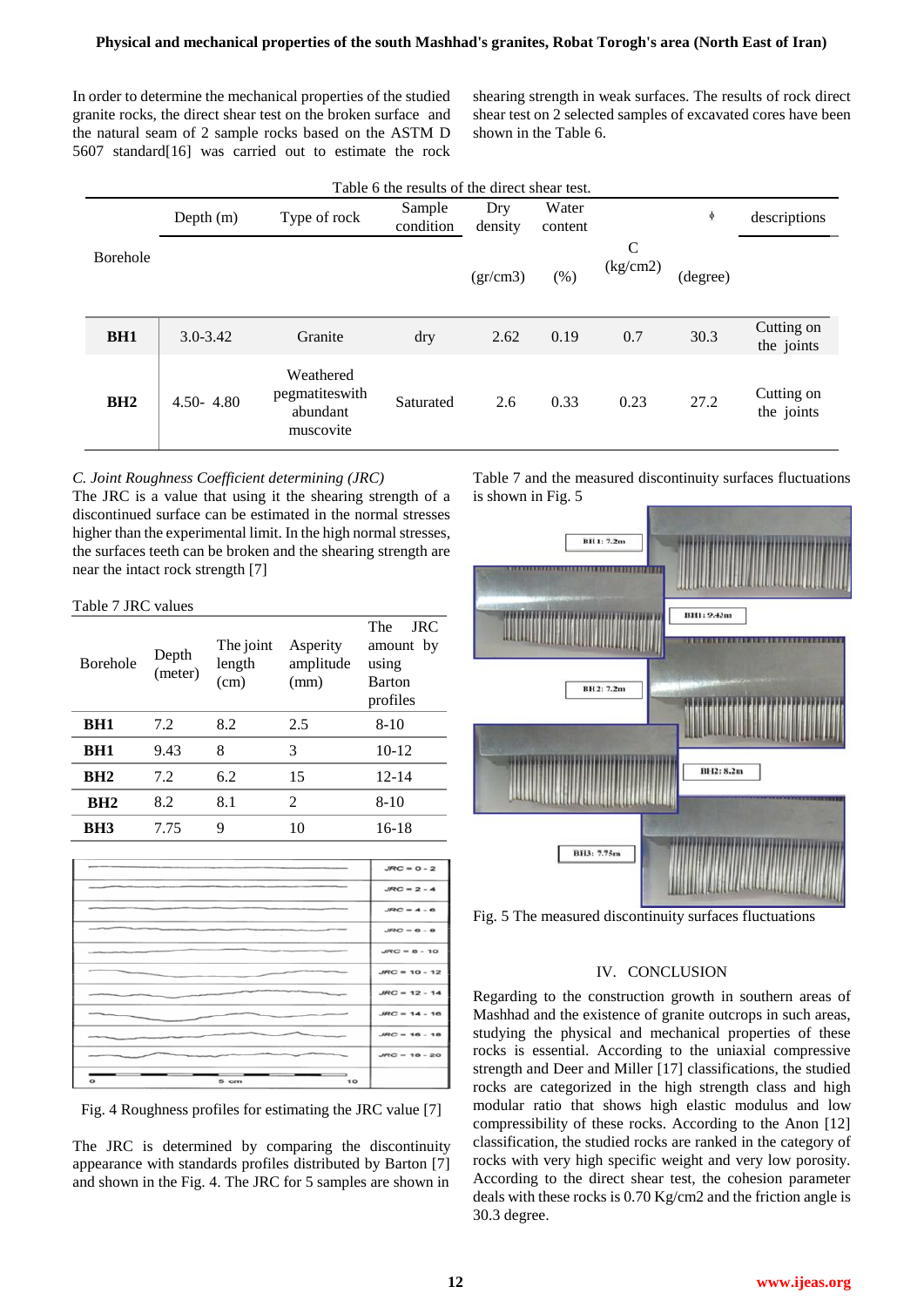In order to determine the mechanical properties of the studied granite rocks, the direct shear test on the broken surface and the natural seam of 2 sample rocks based on the ASTM D 5607 standard[16] was carried out to estimate the rock shearing strength in weak surfaces. The results of rock direct shear test on 2 selected samples of excavated cores have been shown in the Table 6.

Table 6 the results of the direct shear test.

| Borehole | Depth (m) | Type of rock | Sample condition | Dry density (gr/cm3) | Water content (%) | C (kg/cm2) | ϕ (degree) | descriptions |
|---|---|---|---|---|---|---|---|---|
| **BH1** | 3.0-3.42 | Granite | dry | 2.62 | 0.19 | 0.7 | 30.3 | Cutting on the joints |
| **BH2** | 4.50- 4.80 | Weathered pegmatiteswith abundant muscovite | Saturated | 2.6 | 0.33 | 0.23 | 27.2 | Cutting on the joints |

*C. Joint Roughness Coefficient determining (JRC)*

The JRC is a value that using it the shearing strength of a discontinued surface can be estimated in the normal stresses higher than the experimental limit. In the high normal stresses, the surfaces teeth can be broken and the shearing strength are near the intact rock strength [7]

Table 7 JRC values

| Borehole | Depth (meter) | The joint length (cm) | Asperity amplitude (mm) | The JRC amount by using Barton profiles |
|---|---|---|---|---|
| **BH1** | 7.2 | 8.2 | 2.5 | 8-10 |
| **BH1** | 9.43 | 8 | 3 | 10-12 |
| **BH2** | 7.2 | 6.2 | 15 | 12-14 |
| **BH2** | 8.2 | 8.1 | 2 | 8-10 |
| **BH3** | 7.75 | 9 | 10 | 16-18 |

Fig. 4 Roughness profiles for estimating the JRC value [7]

The JRC is determined by comparing the discontinuity appearance with standards profiles distributed by Barton [7] and shown in the Fig. 4. The JRC for 5 samples are shown in Table 7 and the measured discontinuity surfaces fluctuations is shown in Fig. 5

Fig. 5 The measured discontinuity surfaces fluctuations

## IV. CONCLUSION

Regarding to the construction growth in southern areas of Mashhad and the existence of granite outcrops in such areas, studying the physical and mechanical properties of these rocks is essential. According to the uniaxial compressive strength and Deer and Miller [17] classifications, the studied rocks are categorized in the high strength class and high modular ratio that shows high elastic modulus and low compressibility of these rocks. According to the Anon [12] classification, the studied rocks are ranked in the category of rocks with very high specific weight and very low porosity. According to the direct shear test, the cohesion parameter deals with these rocks is 0.70 Kg/cm2 and the friction angle is 30.3 degree.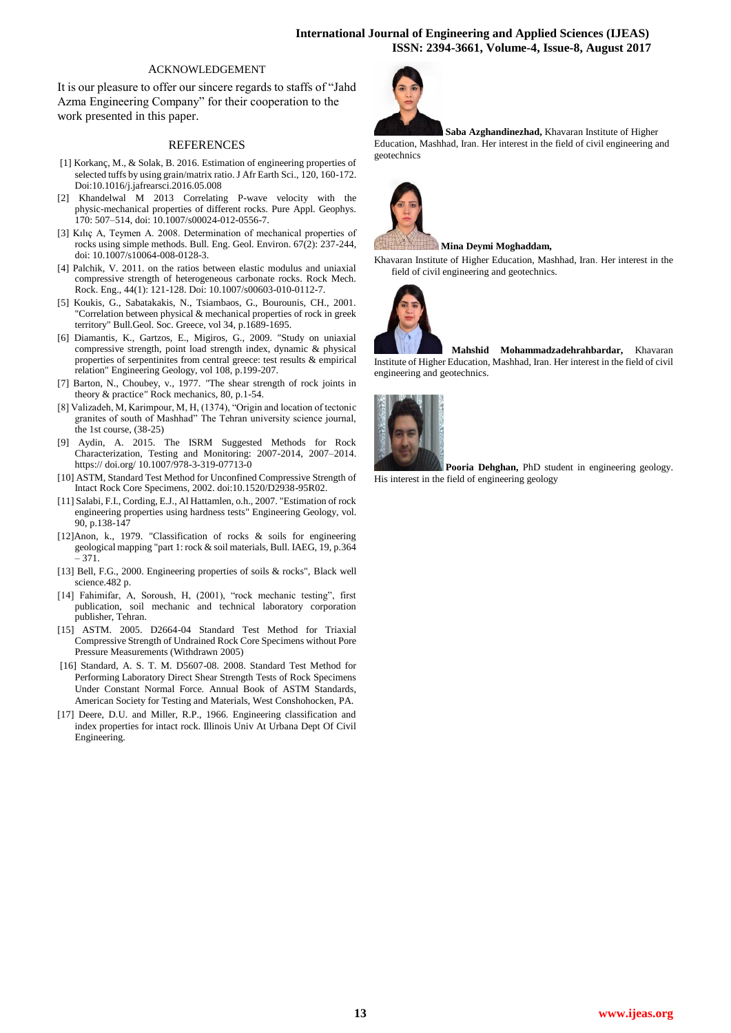## ACKNOWLEDGEMENT

It is our pleasure to offer our sincere regards to staffs of "Jahd Azma Engineering Company" for their cooperation to the work presented in this paper.

## REFERENCES

[1] Korkanç, M., & Solak, B. 2016. Estimation of engineering properties of selected tuffs by using grain/matrix ratio. J Afr Earth Sci., 120, 160-172. Doi:10.1016/j.jafrearsci.2016.05.008

[2] Khandelwal M 2013 Correlating P-wave velocity with the physic-mechanical properties of different rocks. Pure Appl. Geophys. 170: 507–514, doi: 10.1007/s00024-012-0556-7.

[3] Kılıç A, Teymen A. 2008. Determination of mechanical properties of rocks using simple methods. Bull. Eng. Geol. Environ. 67(2): 237-244, doi: 10.1007/s10064-008-0128-3.

[4] Palchik, V. 2011. on the ratios between elastic modulus and uniaxial compressive strength of heterogeneous carbonate rocks. Rock Mech. Rock. Eng., 44(1): 121-128. Doi: 10.1007/s00603-010-0112-7.

[5] Koukis, G., Sabatakakis, N., Tsiambaos, G., Bourounis, CH., 2001. "Correlation between physical & mechanical properties of rock in greek territory" Bull.Geol. Soc. Greece, vol 34, p.1689-1695.

[6] Diamantis, K., Gartzos, E., Migiros, G., 2009. "Study on uniaxial compressive strength, point load strength index, dynamic & physical properties of serpentinites from central greece: test results & empirical relation" Engineering Geology, vol 108, p.199-207.

[7] Barton, N., Choubey, v., 1977. "The shear strength of rock joints in theory & practice" Rock mechanics, 80, p.1-54.

[8] Valizadeh, M, Karimpour, M, H, (1374), "Origin and location of tectonic granites of south of Mashhad" The Tehran university science journal, the 1st course, (38-25)

[9] Aydin, A. 2015. The ISRM Suggested Methods for Rock Characterization, Testing and Monitoring: 2007-2014, 2007–2014. https:// doi.org/ 10.1007/978-3-319-07713-0

[10] ASTM, Standard Test Method for Unconfined Compressive Strength of Intact Rock Core Specimens, 2002. doi:10.1520/D2938-95R02.

[11] Salabi, F.I., Cording, E.J., Al Hattamlen, o.h., 2007. "Estimation of rock engineering properties using hardness tests" Engineering Geology, vol. 90, p.138-147

[12]Anon, k., 1979. "Classification of rocks & soils for engineering geological mapping "part 1: rock & soil materials, Bull. IAEG, 19, p.364 – 371.

[13] Bell, F.G., 2000. Engineering properties of soils & rocks", Black well science.482 p.

[14] Fahimifar, A, Soroush, H, (2001), "rock mechanic testing", first publication, soil mechanic and technical laboratory corporation publisher, Tehran.

[15] ASTM. 2005. D2664-04 Standard Test Method for Triaxial Compressive Strength of Undrained Rock Core Specimens without Pore Pressure Measurements (Withdrawn 2005)

[16] Standard, A. S. T. M. D5607-08. 2008. Standard Test Method for Performing Laboratory Direct Shear Strength Tests of Rock Specimens Under Constant Normal Force. Annual Book of ASTM Standards, American Society for Testing and Materials, West Conshohocken, PA.

[17] Deere, D.U. and Miller, R.P., 1966. Engineering classification and index properties for intact rock. Illinois Univ At Urbana Dept Of Civil Engineering.

**Saba Azghandinezhad,** Khavaran Institute of Higher Education, Mashhad, Iran. Her interest in the field of civil engineering and geotechnics

**Mina Deymi Moghaddam,** Khavaran Institute of Higher Education, Mashhad, Iran. Her interest in the field of civil engineering and geotechnics.

**Mahshid Mohammadzadehrahbardar,** Khavaran Institute of Higher Education, Mashhad, Iran. Her interest in the field of civil engineering and geotechnics.

**Pooria Dehghan,** PhD student in engineering geology. His interest in the field of engineering geology